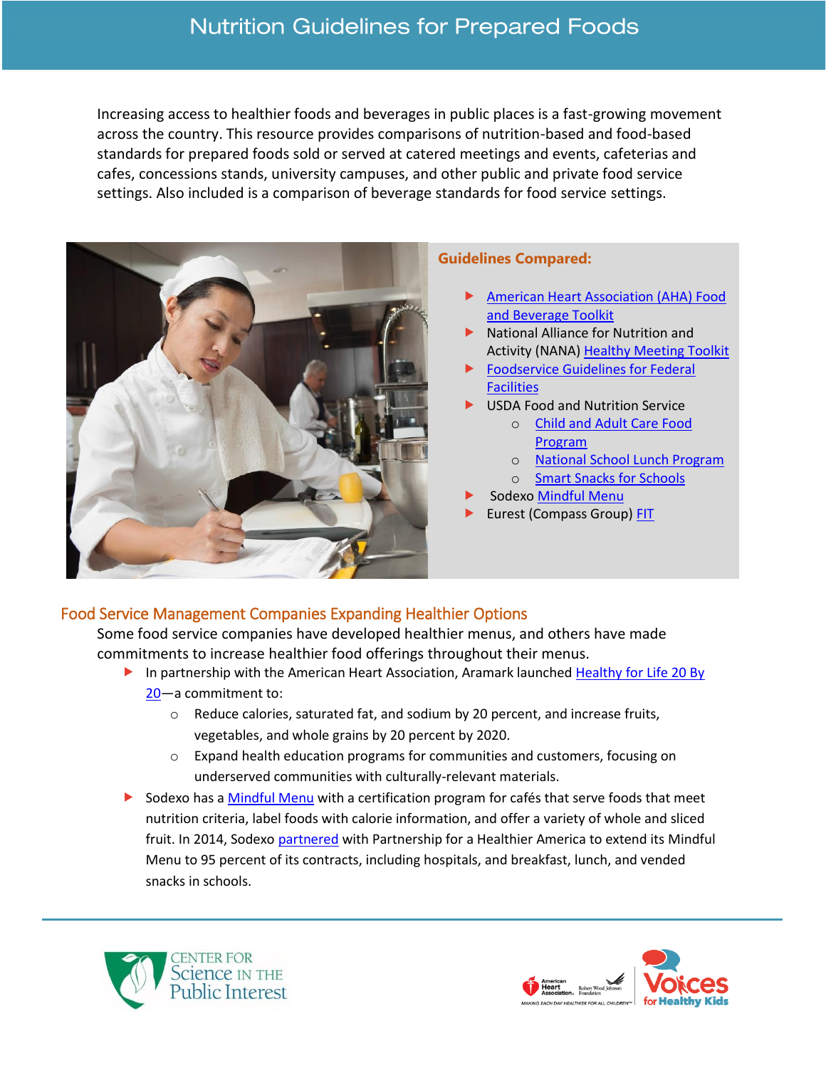# Nutrition Guidelines for Prepared Foods

Increasing access to healthier foods and beverages in public places is a fast-growing movement across the country. This resource provides comparisons of nutrition-based and food-based standards for prepared foods sold or served at catered meetings and events, cafeterias and cafes, concessions stands, university campuses, and other public and private food service settings. Also included is a comparison of beverage standards for food service settings.

**Guidelines Compared:**

- American Heart Association (AHA) Food and Beverage Toolkit
- National Alliance for Nutrition and Activity (NANA) Healthy Meeting Toolkit
- Foodservice Guidelines for Federal Facilities
- USDA Food and Nutrition Service
  - Child and Adult Care Food Program
  - National School Lunch Program
  - Smart Snacks for Schools
- Sodexo Mindful Menu
- Eurest (Compass Group) FIT

## Food Service Management Companies Expanding Healthier Options

Some food service companies have developed healthier menus, and others have made commitments to increase healthier food offerings throughout their menus.

- In partnership with the American Heart Association, Aramark launched Healthy for Life 20 By 20—a commitment to:
  - Reduce calories, saturated fat, and sodium by 20 percent, and increase fruits, vegetables, and whole grains by 20 percent by 2020.
  - Expand health education programs for communities and customers, focusing on underserved communities with culturally-relevant materials.
- Sodexo has a Mindful Menu with a certification program for cafés that serve foods that meet nutrition criteria, label foods with calorie information, and offer a variety of whole and sliced fruit. In 2014, Sodexo partnered with Partnership for a Healthier America to extend its Mindful Menu to 95 percent of its contracts, including hospitals, and breakfast, lunch, and vended snacks in schools.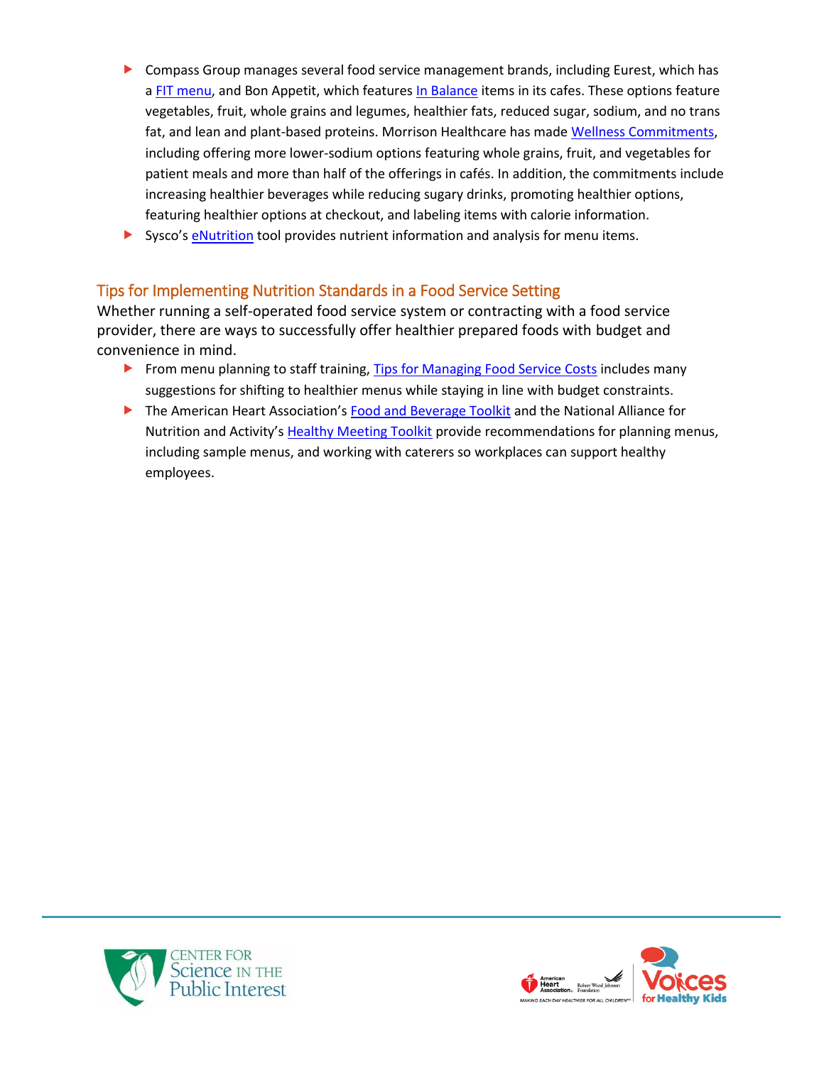- Compass Group manages several food service management brands, including Eurest, which has a FIT menu, and Bon Appetit, which features In Balance items in its cafes. These options feature vegetables, fruit, whole grains and legumes, healthier fats, reduced sugar, sodium, and no trans fat, and lean and plant-based proteins. Morrison Healthcare has made Wellness Commitments, including offering more lower-sodium options featuring whole grains, fruit, and vegetables for patient meals and more than half of the offerings in cafés. In addition, the commitments include increasing healthier beverages while reducing sugary drinks, promoting healthier options, featuring healthier options at checkout, and labeling items with calorie information.
- Sysco's eNutrition tool provides nutrient information and analysis for menu items.

## Tips for Implementing Nutrition Standards in a Food Service Setting

Whether running a self-operated food service system or contracting with a food service provider, there are ways to successfully offer healthier prepared foods with budget and convenience in mind.

- From menu planning to staff training, Tips for Managing Food Service Costs includes many suggestions for shifting to healthier menus while staying in line with budget constraints.
- The American Heart Association's Food and Beverage Toolkit and the National Alliance for Nutrition and Activity's Healthy Meeting Toolkit provide recommendations for planning menus, including sample menus, and working with caterers so workplaces can support healthy employees.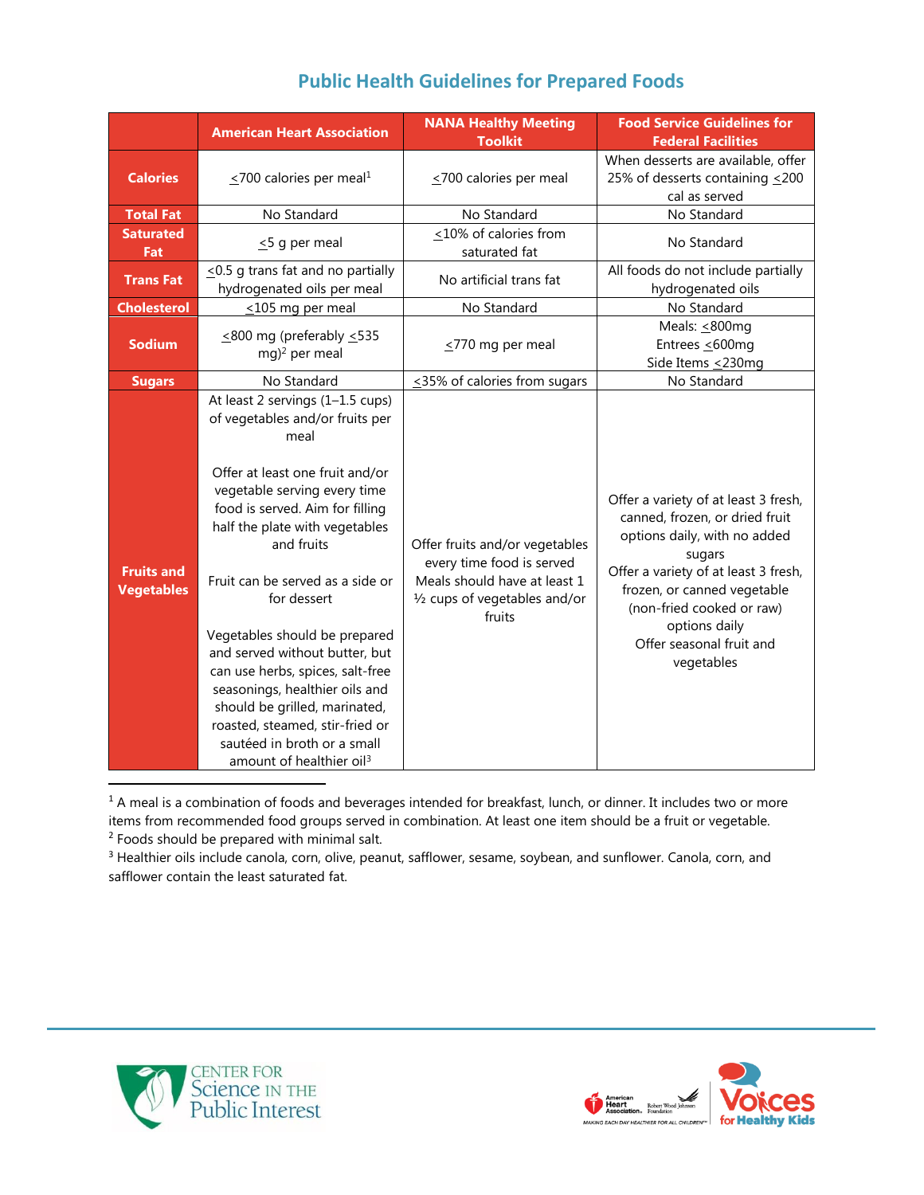# Public Health Guidelines for Prepared Foods

| | American Heart Association | NANA Healthy Meeting Toolkit | Food Service Guidelines for Federal Facilities |
|---|---|---|---|
| **Calories** | ≤700 calories per meal[1] | ≤700 calories per meal | When desserts are available, offer 25% of desserts containing ≤200 cal as served |
| **Total Fat** | No Standard | No Standard | No Standard |
| **Saturated Fat** | ≤5 g per meal | ≤10% of calories from saturated fat | No Standard |
| **Trans Fat** | ≤0.5 g trans fat and no partially hydrogenated oils per meal | No artificial trans fat | All foods do not include partially hydrogenated oils |
| **Cholesterol** | ≤105 mg per meal | No Standard | No Standard |
| **Sodium** | ≤800 mg (preferably ≤535 mg)[2] per meal | ≤770 mg per meal | Meals: ≤800mg<br>Entrees ≤600mg<br>Side Items ≤230mg |
| **Sugars** | No Standard | ≤35% of calories from sugars | No Standard |
| **Fruits and Vegetables** | At least 2 servings (1–1.5 cups) of vegetables and/or fruits per meal<br><br>Offer at least one fruit and/or vegetable serving every time food is served. Aim for filling half the plate with vegetables and fruits<br><br>Fruit can be served as a side or for dessert<br><br>Vegetables should be prepared and served without butter, but can use herbs, spices, salt-free seasonings, healthier oils and should be grilled, marinated, roasted, steamed, stir-fried or sautéed in broth or a small amount of healthier oil[3] | Offer fruits and/or vegetables every time food is served<br>Meals should have at least 1 ½ cups of vegetables and/or fruits | Offer a variety of at least 3 fresh, canned, frozen, or dried fruit options daily, with no added sugars<br>Offer a variety of at least 3 fresh, frozen, or canned vegetable (non-fried cooked or raw) options daily<br>Offer seasonal fruit and vegetables |

[1] A meal is a combination of foods and beverages intended for breakfast, lunch, or dinner. It includes two or more items from recommended food groups served in combination. At least one item should be a fruit or vegetable.

[2] Foods should be prepared with minimal salt.

[3] Healthier oils include canola, corn, olive, peanut, safflower, sesame, soybean, and sunflower. Canola, corn, and safflower contain the least saturated fat.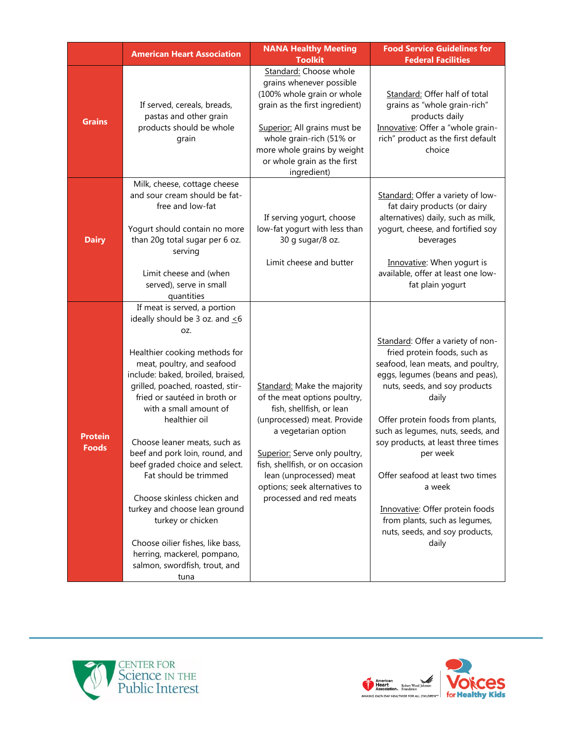| | American Heart Association | NANA Healthy Meeting Toolkit | Food Service Guidelines for Federal Facilities |
|---|---|---|---|
| **Grains** | If served, cereals, breads, pastas and other grain products should be whole grain | Standard: Choose whole grains whenever possible (100% whole grain or whole grain as the first ingredient)<br><br>Superior: All grains must be whole grain-rich (51% or more whole grains by weight or whole grain as the first ingredient) | Standard: Offer half of total grains as "whole grain-rich" products daily<br>Innovative: Offer a "whole grain-rich" product as the first default choice |
| **Dairy** | Milk, cheese, cottage cheese and sour cream should be fat-free and low-fat<br><br>Yogurt should contain no more than 20g total sugar per 6 oz. serving<br><br>Limit cheese and (when served), serve in small quantities | If serving yogurt, choose low-fat yogurt with less than 30 g sugar/8 oz.<br><br>Limit cheese and butter | Standard: Offer a variety of low-fat dairy products (or dairy alternatives) daily, such as milk, yogurt, cheese, and fortified soy beverages<br><br>Innovative: When yogurt is available, offer at least one low-fat plain yogurt |
| **Protein Foods** | If meat is served, a portion ideally should be 3 oz. and ≤6 oz.<br><br>Healthier cooking methods for meat, poultry, and seafood include: baked, broiled, braised, grilled, poached, roasted, stir-fried or sautéed in broth or with a small amount of healthier oil<br><br>Choose leaner meats, such as beef and pork loin, round, and beef graded choice and select. Fat should be trimmed<br><br>Choose skinless chicken and turkey and choose lean ground turkey or chicken<br><br>Choose oilier fishes, like bass, herring, mackerel, pompano, salmon, swordfish, trout, and tuna | Standard: Make the majority of the meat options poultry, fish, shellfish, or lean (unprocessed) meat. Provide a vegetarian option<br><br>Superior: Serve only poultry, fish, shellfish, or on occasion lean (unprocessed) meat options; seek alternatives to processed and red meats | Standard: Offer a variety of non-fried protein foods, such as seafood, lean meats, and poultry, eggs, legumes (beans and peas), nuts, seeds, and soy products daily<br><br>Offer protein foods from plants, such as legumes, nuts, seeds, and soy products, at least three times per week<br><br>Offer seafood at least two times a week<br><br>Innovative: Offer protein foods from plants, such as legumes, nuts, seeds, and soy products, daily |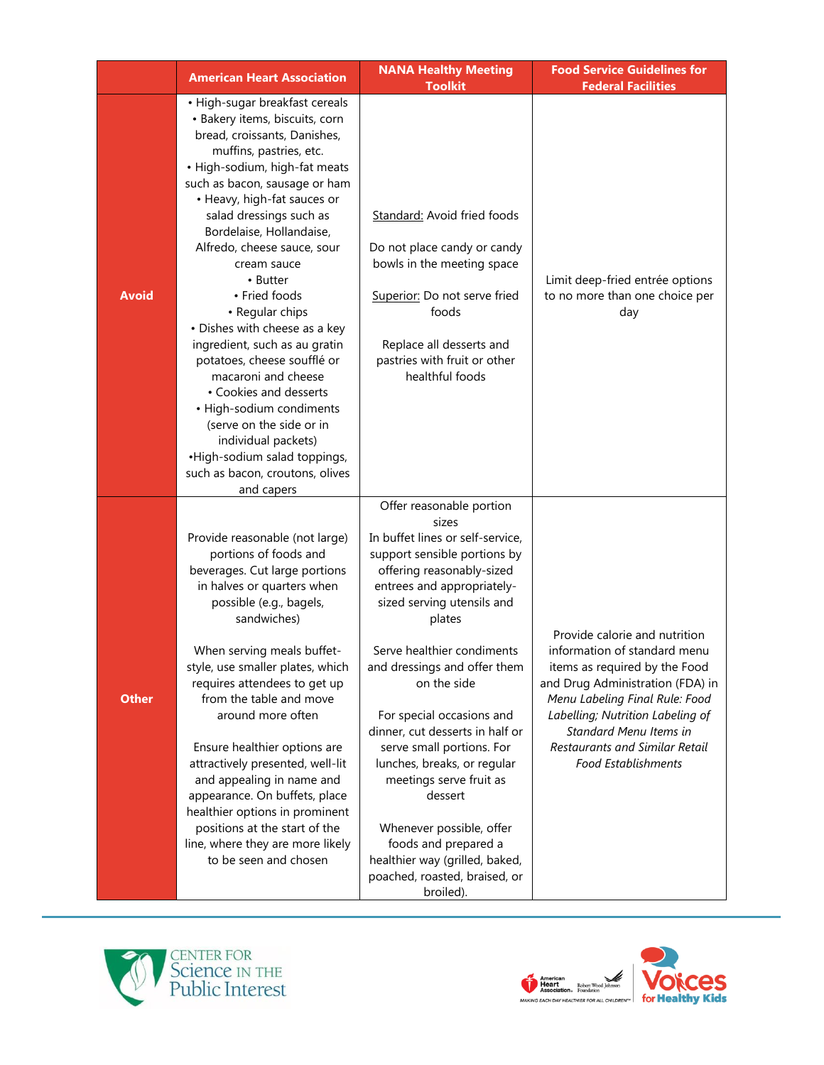| | American Heart Association | NANA Healthy Meeting Toolkit | Food Service Guidelines for Federal Facilities |
|---|---|---|---|
| **Avoid** | • High-sugar breakfast cereals<br>• Bakery items, biscuits, corn bread, croissants, Danishes, muffins, pastries, etc.<br>• High-sodium, high-fat meats such as bacon, sausage or ham<br>• Heavy, high-fat sauces or salad dressings such as Bordelaise, Hollandaise, Alfredo, cheese sauce, sour cream sauce<br>• Butter<br>• Fried foods<br>• Regular chips<br>• Dishes with cheese as a key ingredient, such as au gratin potatoes, cheese soufflé or macaroni and cheese<br>• Cookies and desserts<br>• High-sodium condiments (serve on the side or in individual packets)<br>•High-sodium salad toppings, such as bacon, croutons, olives and capers | Standard: Avoid fried foods<br><br>Do not place candy or candy bowls in the meeting space<br><br>Superior: Do not serve fried foods<br><br>Replace all desserts and pastries with fruit or other healthful foods | Limit deep-fried entrée options to no more than one choice per day |
| **Other** | Provide reasonable (not large) portions of foods and beverages. Cut large portions in halves or quarters when possible (e.g., bagels, sandwiches)<br><br>When serving meals buffet-style, use smaller plates, which requires attendees to get up from the table and move around more often<br><br>Ensure healthier options are attractively presented, well-lit and appealing in name and appearance. On buffets, place healthier options in prominent positions at the start of the line, where they are more likely to be seen and chosen | Offer reasonable portion sizes<br>In buffet lines or self-service, support sensible portions by offering reasonably-sized entrees and appropriately-sized serving utensils and plates<br><br>Serve healthier condiments and dressings and offer them on the side<br><br>For special occasions and dinner, cut desserts in half or serve small portions. For lunches, breaks, or regular meetings serve fruit as dessert<br><br>Whenever possible, offer foods and prepared a healthier way (grilled, baked, poached, roasted, braised, or broiled). | Provide calorie and nutrition information of standard menu items as required by the Food and Drug Administration (FDA) in *Menu Labeling Final Rule: Food Labelling; Nutrition Labeling of Standard Menu Items in Restaurants and Similar Retail Food Establishments* |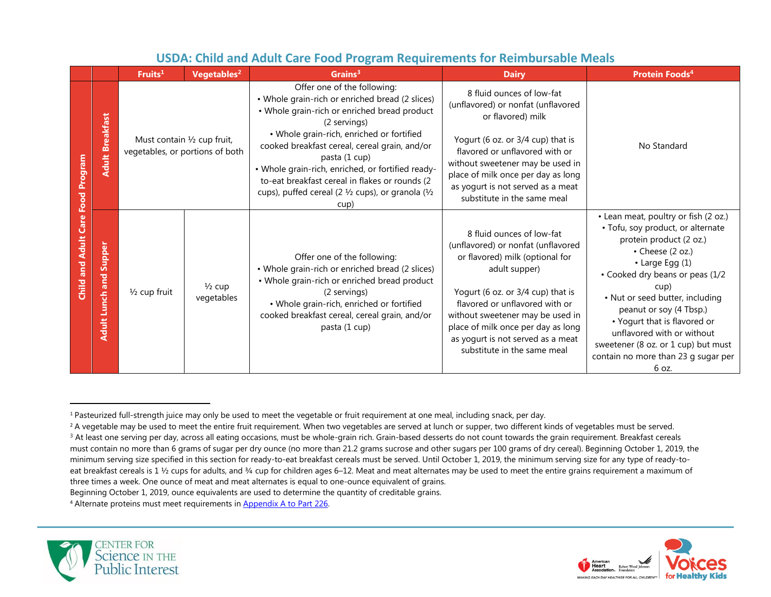## USDA: Child and Adult Care Food Program Requirements for Reimbursable Meals

| | | Fruits[1] | Vegetables[2] | Grains[3] | Dairy | Protein Foods[4] |
|---|---|---|---|---|---|---|
| Child and Adult Care Food Program | Adult Breakfast | Must contain ½ cup fruit, vegetables, or portions of both | | Offer one of the following: • Whole grain-rich or enriched bread (2 slices) • Whole grain-rich or enriched bread product (2 servings) • Whole grain-rich, enriched or fortified cooked breakfast cereal, cereal grain, and/or pasta (1 cup) • Whole grain-rich, enriched, or fortified ready-to-eat breakfast cereal in flakes or rounds (2 cups), puffed cereal (2 ½ cups), or granola (½ cup) | 8 fluid ounces of low-fat (unflavored) or nonfat (unflavored or flavored) milk<br><br>Yogurt (6 oz. or 3/4 cup) that is flavored or unflavored with or without sweetener may be used in place of milk once per day as long as yogurt is not served as a meat substitute in the same meal | No Standard |
| | Adult Lunch and Supper | ½ cup fruit | ½ cup vegetables | Offer one of the following: • Whole grain-rich or enriched bread (2 slices) • Whole grain-rich or enriched bread product (2 servings) • Whole grain-rich, enriched or fortified cooked breakfast cereal, cereal grain, and/or pasta (1 cup) | 8 fluid ounces of low-fat (unflavored) or nonfat (unflavored or flavored) milk (optional for adult supper)<br><br>Yogurt (6 oz. or 3/4 cup) that is flavored or unflavored with or without sweetener may be used in place of milk once per day as long as yogurt is not served as a meat substitute in the same meal | • Lean meat, poultry or fish (2 oz.) • Tofu, soy product, or alternate protein product (2 oz.) • Cheese (2 oz.) • Large Egg (1) • Cooked dry beans or peas (1/2 cup) • Nut or seed butter, including peanut or soy (4 Tbsp.) • Yogurt that is flavored or unflavored with or without sweetener (8 oz. or 1 cup) but must contain no more than 23 g sugar per 6 oz. |

[1] Pasteurized full-strength juice may only be used to meet the vegetable or fruit requirement at one meal, including snack, per day.

[2] A vegetable may be used to meet the entire fruit requirement. When two vegetables are served at lunch or supper, two different kinds of vegetables must be served.

[3] At least one serving per day, across all eating occasions, must be whole-grain rich. Grain-based desserts do not count towards the grain requirement. Breakfast cereals must contain no more than 6 grams of sugar per dry ounce (no more than 21.2 grams sucrose and other sugars per 100 grams of dry cereal). Beginning October 1, 2019, the minimum serving size specified in this section for ready-to-eat breakfast cereals must be served. Until October 1, 2019, the minimum serving size for any type of ready-to-eat breakfast cereals is 1 ½ cups for adults, and ¾ cup for children ages 6–12. Meat and meat alternates may be used to meet the entire grains requirement a maximum of three times a week. One ounce of meat and meat alternates is equal to one-ounce equivalent of grains.
Beginning October 1, 2019, ounce equivalents are used to determine the quantity of creditable grains.

[4] Alternate proteins must meet requirements in [Appendix A to Part 226](Appendix A to Part 226).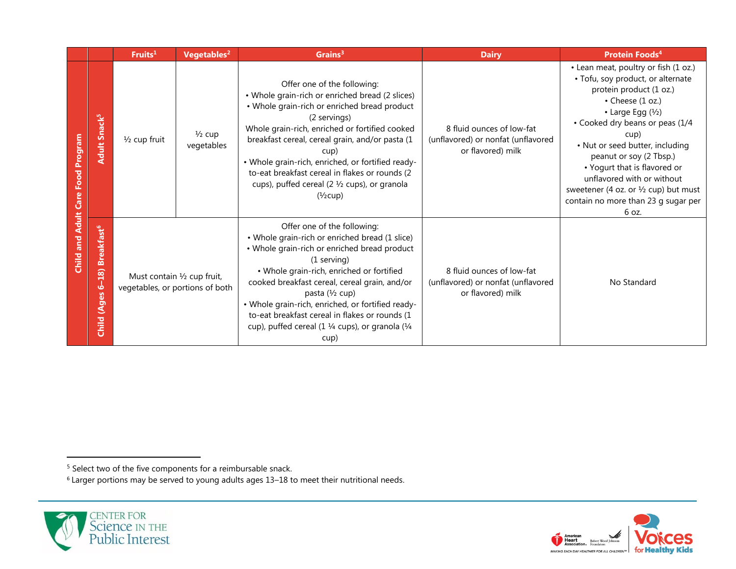| | | Fruits[1] | Vegetables[2] | Grains[3] | Dairy | Protein Foods[4] |
|---|---|---|---|---|---|---|
| Child and Adult Care Food Program | Adult Snack[5] | ½ cup fruit | ½ cup vegetables | Offer one of the following: • Whole grain-rich or enriched bread (2 slices) • Whole grain-rich or enriched bread product (2 servings) Whole grain-rich, enriched or fortified cooked breakfast cereal, cereal grain, and/or pasta (1 cup) • Whole grain-rich, enriched, or fortified ready-to-eat breakfast cereal in flakes or rounds (2 cups), puffed cereal (2 ½ cups), or granola (½cup) | 8 fluid ounces of low-fat (unflavored) or nonfat (unflavored or flavored) milk | • Lean meat, poultry or fish (1 oz.) • Tofu, soy product, or alternate protein product (1 oz.) • Cheese (1 oz.) • Large Egg (½) • Cooked dry beans or peas (1/4 cup) • Nut or seed butter, including peanut or soy (2 Tbsp.) • Yogurt that is flavored or unflavored with or without sweetener (4 oz. or ½ cup) but must contain no more than 23 g sugar per 6 oz. |
| | Child (Ages 6–18) Breakfast[6] | Must contain ½ cup fruit, vegetables, or portions of both | | Offer one of the following: • Whole grain-rich or enriched bread (1 slice) • Whole grain-rich or enriched bread product (1 serving) • Whole grain-rich, enriched or fortified cooked breakfast cereal, cereal grain, and/or pasta (½ cup) • Whole grain-rich, enriched, or fortified ready-to-eat breakfast cereal in flakes or rounds (1 cup), puffed cereal (1 ¼ cups), or granola (¼ cup) | 8 fluid ounces of low-fat (unflavored) or nonfat (unflavored or flavored) milk | No Standard |

[5] Select two of the five components for a reimbursable snack.

[6] Larger portions may be served to young adults ages 13–18 to meet their nutritional needs.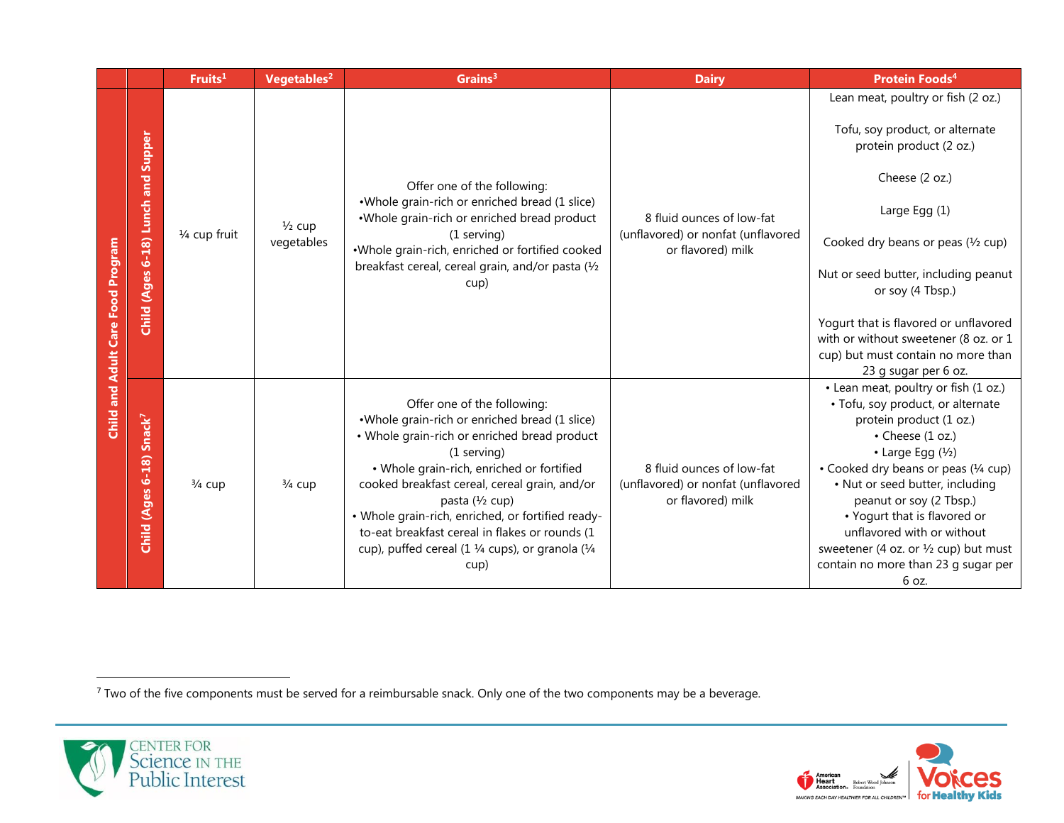| | | Fruits[1] | Vegetables[2] | Grains[3] | Dairy | Protein Foods[4] |
|---|---|---|---|---|---|---|
| Child and Adult Care Food Program | Child (Ages 6-18) Lunch and Supper | ¼ cup fruit | ½ cup vegetables | Offer one of the following:<br>•Whole grain-rich or enriched bread (1 slice)<br>•Whole grain-rich or enriched bread product (1 serving)<br>•Whole grain-rich, enriched or fortified cooked breakfast cereal, cereal grain, and/or pasta (½ cup) | 8 fluid ounces of low-fat (unflavored) or nonfat (unflavored or flavored) milk | Lean meat, poultry or fish (2 oz.)<br><br>Tofu, soy product, or alternate protein product (2 oz.)<br><br>Cheese (2 oz.)<br><br>Large Egg (1)<br><br>Cooked dry beans or peas (½ cup)<br><br>Nut or seed butter, including peanut or soy (4 Tbsp.)<br><br>Yogurt that is flavored or unflavored with or without sweetener (8 oz. or 1 cup) but must contain no more than 23 g sugar per 6 oz. |
| | Child (Ages 6-18) Snack[7] | ¾ cup | ¾ cup | Offer one of the following:<br>•Whole grain-rich or enriched bread (1 slice)<br>• Whole grain-rich or enriched bread product (1 serving)<br>• Whole grain-rich, enriched or fortified cooked breakfast cereal, cereal grain, and/or pasta (½ cup)<br>• Whole grain-rich, enriched, or fortified ready-to-eat breakfast cereal in flakes or rounds (1 cup), puffed cereal (1 ¼ cups), or granola (¼ cup) | 8 fluid ounces of low-fat (unflavored) or nonfat (unflavored or flavored) milk | • Lean meat, poultry or fish (1 oz.)<br>• Tofu, soy product, or alternate protein product (1 oz.)<br>• Cheese (1 oz.)<br>• Large Egg (½)<br>• Cooked dry beans or peas (¼ cup)<br>• Nut or seed butter, including peanut or soy (2 Tbsp.)<br>• Yogurt that is flavored or unflavored with or without sweetener (4 oz. or ½ cup) but must contain no more than 23 g sugar per 6 oz. |

[7] Two of the five components must be served for a reimbursable snack. Only one of the two components may be a beverage.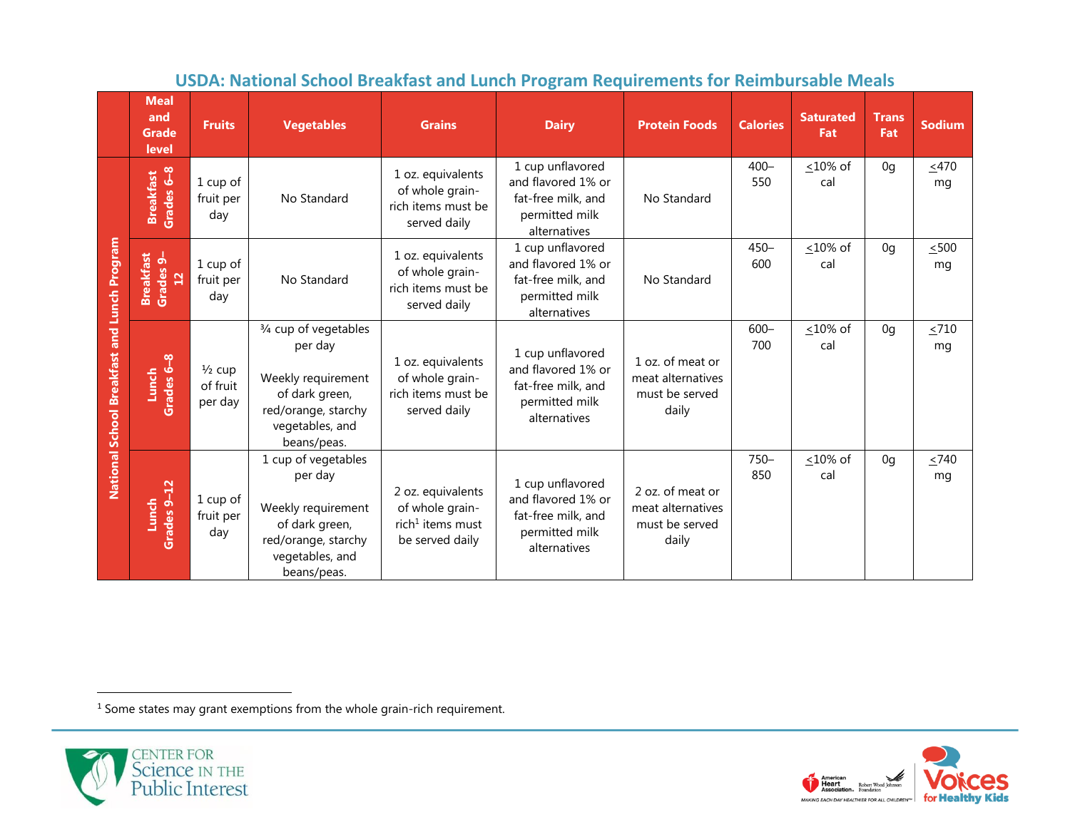## USDA: National School Breakfast and Lunch Program Requirements for Reimbursable Meals

| | Meal and Grade level | Fruits | Vegetables | Grains | Dairy | Protein Foods | Calories | Saturated Fat | Trans Fat | Sodium |
|---|---|---|---|---|---|---|---|---|---|---|
| National School Breakfast and Lunch Program | Breakfast Grades 6–8 | 1 cup of fruit per day | No Standard | 1 oz. equivalents of whole grain-rich items must be served daily | 1 cup unflavored and flavored 1% or fat-free milk, and permitted milk alternatives | No Standard | 400–550 | ≤10% of cal | 0g | ≤470 mg |
| | Breakfast Grades 9–12 | 1 cup of fruit per day | No Standard | 1 oz. equivalents of whole grain-rich items must be served daily | 1 cup unflavored and flavored 1% or fat-free milk, and permitted milk alternatives | No Standard | 450–600 | ≤10% of cal | 0g | ≤500 mg |
| | Lunch Grades 6–8 | ½ cup of fruit per day | ¾ cup of vegetables per day<br><br>Weekly requirement of dark green, red/orange, starchy vegetables, and beans/peas. | 1 oz. equivalents of whole grain-rich items must be served daily | 1 cup unflavored and flavored 1% or fat-free milk, and permitted milk alternatives | 1 oz. of meat or meat alternatives must be served daily | 600–700 | ≤10% of cal | 0g | ≤710 mg |
| | Lunch Grades 9–12 | 1 cup of fruit per day | 1 cup of vegetables per day<br><br>Weekly requirement of dark green, red/orange, starchy vegetables, and beans/peas. | 2 oz. equivalents of whole grain-rich[1] items must be served daily | 1 cup unflavored and flavored 1% or fat-free milk, and permitted milk alternatives | 2 oz. of meat or meat alternatives must be served daily | 750–850 | ≤10% of cal | 0g | ≤740 mg |

[1] Some states may grant exemptions from the whole grain-rich requirement.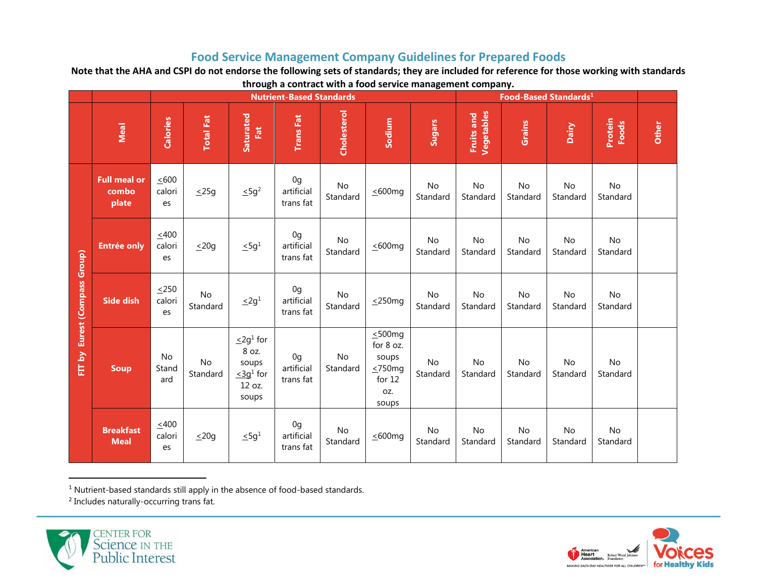## Food Service Management Company Guidelines for Prepared Foods

**Note that the AHA and CSPI do not endorse the following sets of standards; they are included for reference for those working with standards through a contract with a food service management company.**

| | | Nutrient-Based Standards | | | | | | | Food-Based Standards[1] | | | | |
|---|---|---|---|---|---|---|---|---|---|---|---|---|---|
| | **Meal** | **Calories** | **Total Fat** | **Saturated Fat** | **Trans Fat** | **Cholesterol** | **Sodium** | **Sugars** | **Fruits and Vegetables** | **Grains** | **Dairy** | **Protein Foods** | **Other** |
| **FIT by Eurest (Compass Group)** | **Full meal or combo plate** | ≤600 calories | ≤25g | ≤5g[2] | 0g artificial trans fat | No Standard | ≤600mg | No Standard | No Standard | No Standard | No Standard | No Standard | |
| | **Entrée only** | ≤400 calories | ≤20g | ≤5g[1] | 0g artificial trans fat | No Standard | ≤600mg | No Standard | No Standard | No Standard | No Standard | No Standard | |
| | **Side dish** | ≤250 calories | No Standard | ≤2g[1] | 0g artificial trans fat | No Standard | ≤250mg | No Standard | No Standard | No Standard | No Standard | No Standard | |
| | **Soup** | No Standard | No Standard | ≤2g[1] for 8 oz. soups ≤3g[1] for 12 oz. soups | 0g artificial trans fat | No Standard | ≤500mg for 8 oz. soups ≤750mg for 12 oz. soups | No Standard | No Standard | No Standard | No Standard | No Standard | |
| | **Breakfast Meal** | ≤400 calories | ≤20g | ≤5g[1] | 0g artificial trans fat | No Standard | ≤600mg | No Standard | No Standard | No Standard | No Standard | No Standard | |

---

[1] Nutrient-based standards still apply in the absence of food-based standards.
[2] Includes naturally-occurring trans fat.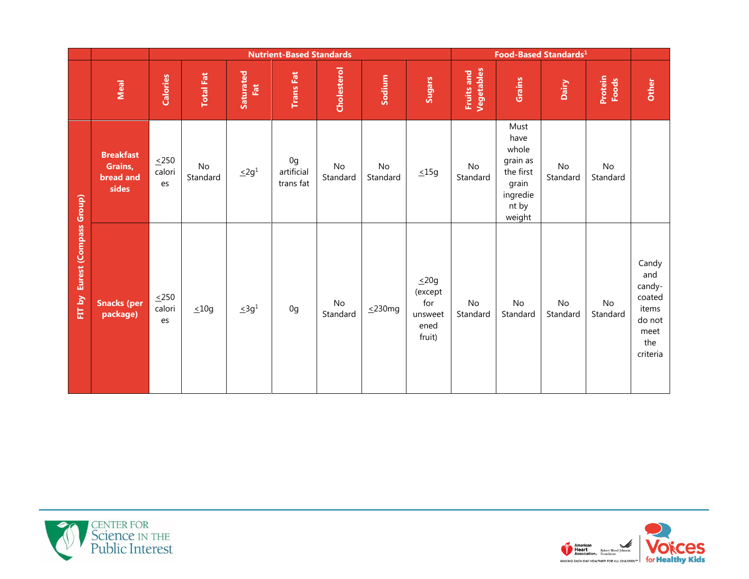| | | Nutrient-Based Standards | | | | | | | Food-Based Standards[1] | | | | |
|---|---|---|---|---|---|---|---|---|---|---|---|---|---|
| | Meal | Calories | Total Fat | Saturated Fat | Trans Fat | Cholesterol | Sodium | Sugars | Fruits and Vegetables | Grains | Dairy | Protein Foods | Other |
| FIT by Eurest (Compass Group) | Breakfast Grains, bread and sides | ≤250 calories | No Standard | ≤2g[1] | 0g artificial trans fat | No Standard | No Standard | ≤15g | No Standard | Must have whole grain as the first grain ingredient by weight | No Standard | No Standard | |
| | Snacks (per package) | ≤250 calories | ≤10g | ≤3g[1] | 0g | No Standard | ≤230mg | ≤20g (except for unsweetened fruit) | No Standard | No Standard | No Standard | No Standard | Candy and candy-coated items do not meet the criteria |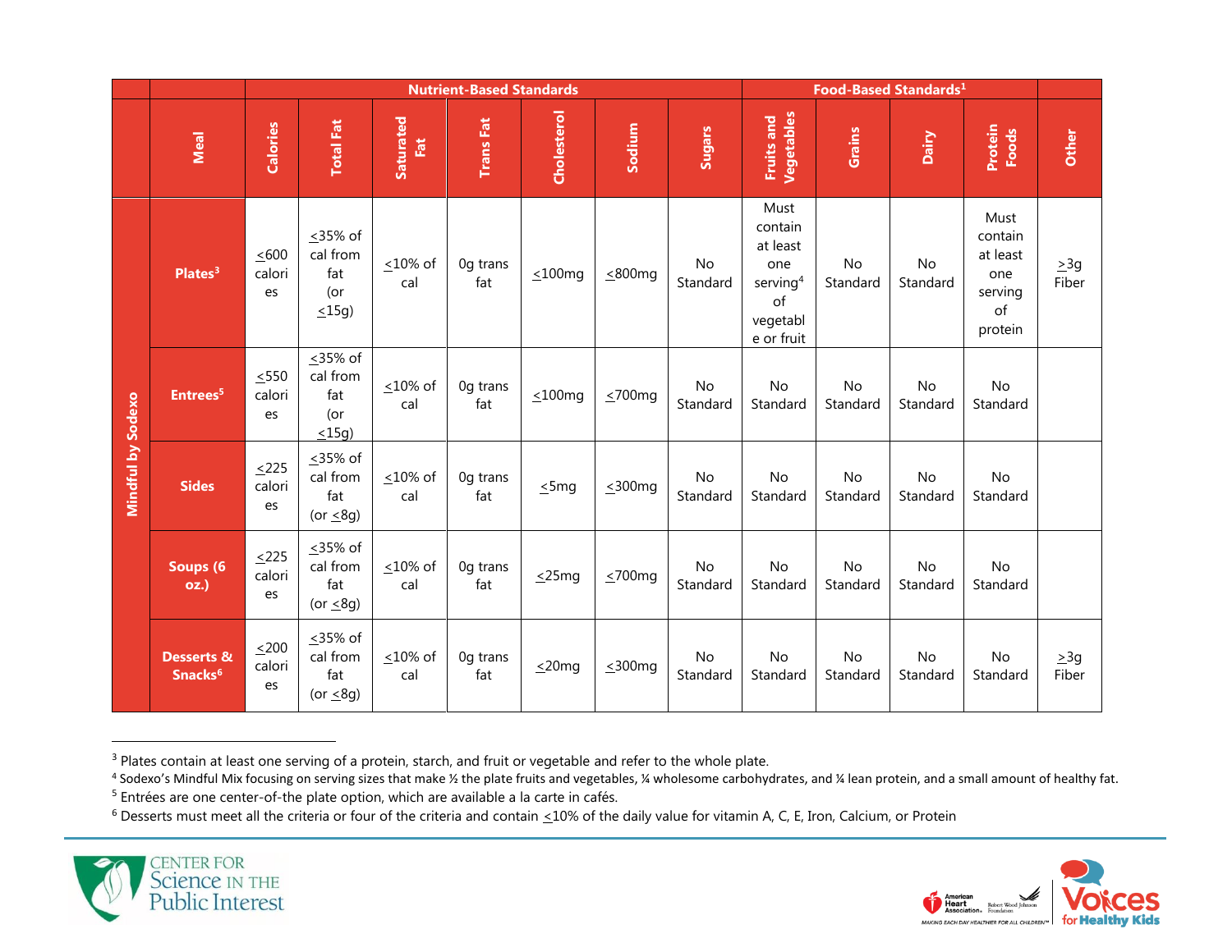| | Meal | Nutrient-Based Standards | | | | | | | Food-Based Standards[1] | | | | |
|---|---|---|---|---|---|---|---|---|---|---|---|---|---|
| | | Calories | Total Fat | Saturated Fat | Trans Fat | Cholesterol | Sodium | Sugars | Fruits and Vegetables | Grains | Dairy | Protein Foods | Other |
| Mindful by Sodexo | Plates[3] | ≤600 calories | ≤35% of cal from fat (or ≤15g) | ≤10% of cal | 0g trans fat | ≤100mg | ≤800mg | No Standard | Must contain at least one serving[4] of vegetable or fruit | No Standard | No Standard | Must contain at least one serving of protein | ≥3g Fiber |
| | Entrees[5] | ≤550 calories | ≤35% of cal from fat (or ≤15g) | ≤10% of cal | 0g trans fat | ≤100mg | ≤700mg | No Standard | No Standard | No Standard | No Standard | No Standard | |
| | Sides | ≤225 calories | ≤35% of cal from fat (or ≤8g) | ≤10% of cal | 0g trans fat | ≤5mg | ≤300mg | No Standard | No Standard | No Standard | No Standard | No Standard | |
| | Soups (6 oz.) | ≤225 calories | ≤35% of cal from fat (or ≤8g) | ≤10% of cal | 0g trans fat | ≤25mg | ≤700mg | No Standard | No Standard | No Standard | No Standard | No Standard | |
| | Desserts & Snacks[6] | ≤200 calories | ≤35% of cal from fat (or ≤8g) | ≤10% of cal | 0g trans fat | ≤20mg | ≤300mg | No Standard | No Standard | No Standard | No Standard | No Standard | ≥3g Fiber |

[3] Plates contain at least one serving of a protein, starch, and fruit or vegetable and refer to the whole plate.

[4] Sodexo's Mindful Mix focusing on serving sizes that make ½ the plate fruits and vegetables, ¼ wholesome carbohydrates, and ¼ lean protein, and a small amount of healthy fat.

[5] Entrées are one center-of-the plate option, which are available a la carte in cafés.

[6] Desserts must meet all the criteria or four of the criteria and contain ≤10% of the daily value for vitamin A, C, E, Iron, Calcium, or Protein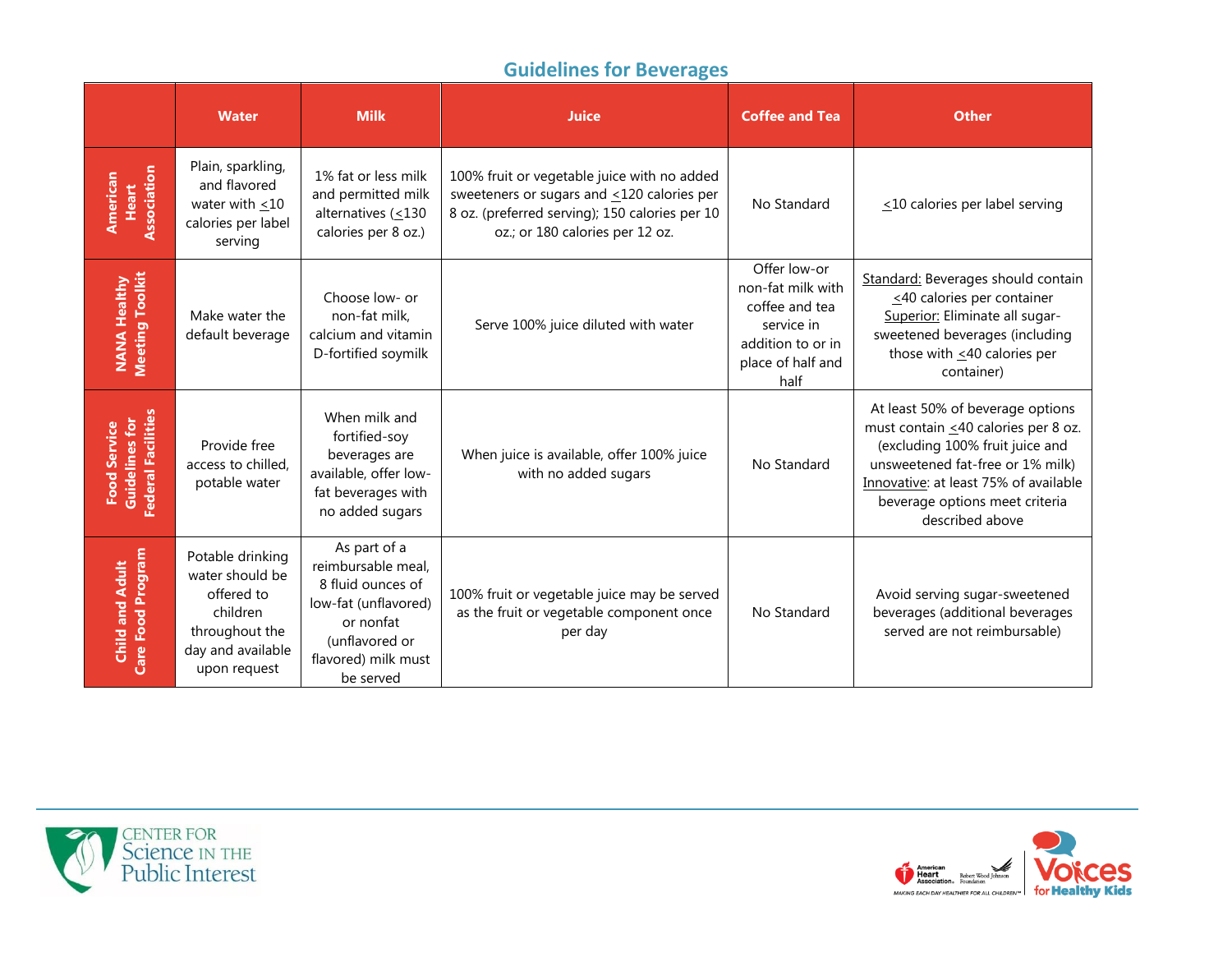## Guidelines for Beverages

| | Water | Milk | Juice | Coffee and Tea | Other |
|---|---|---|---|---|---|
| **American Heart Association** | Plain, sparkling, and flavored water with ≤10 calories per label serving | 1% fat or less milk and permitted milk alternatives (≤130 calories per 8 oz.) | 100% fruit or vegetable juice with no added sweeteners or sugars and ≤120 calories per 8 oz. (preferred serving); 150 calories per 10 oz.; or 180 calories per 12 oz. | No Standard | ≤10 calories per label serving |
| **NANA Healthy Meeting Toolkit** | Make water the default beverage | Choose low- or non-fat milk, calcium and vitamin D-fortified soymilk | Serve 100% juice diluted with water | Offer low-or non-fat milk with coffee and tea service in addition to or in place of half and half | Standard: Beverages should contain ≤40 calories per container Superior: Eliminate all sugar-sweetened beverages (including those with ≤40 calories per container) |
| **Food Service Guidelines for Federal Facilities** | Provide free access to chilled, potable water | When milk and fortified-soy beverages are available, offer low-fat beverages with no added sugars | When juice is available, offer 100% juice with no added sugars | No Standard | At least 50% of beverage options must contain ≤40 calories per 8 oz. (excluding 100% fruit juice and unsweetened fat-free or 1% milk) Innovative: at least 75% of available beverage options meet criteria described above |
| **Child and Adult Care Food Program** | Potable drinking water should be offered to children throughout the day and available upon request | As part of a reimbursable meal, 8 fluid ounces of low-fat (unflavored) or nonfat (unflavored or flavored) milk must be served | 100% fruit or vegetable juice may be served as the fruit or vegetable component once per day | No Standard | Avoid serving sugar-sweetened beverages (additional beverages served are not reimbursable) |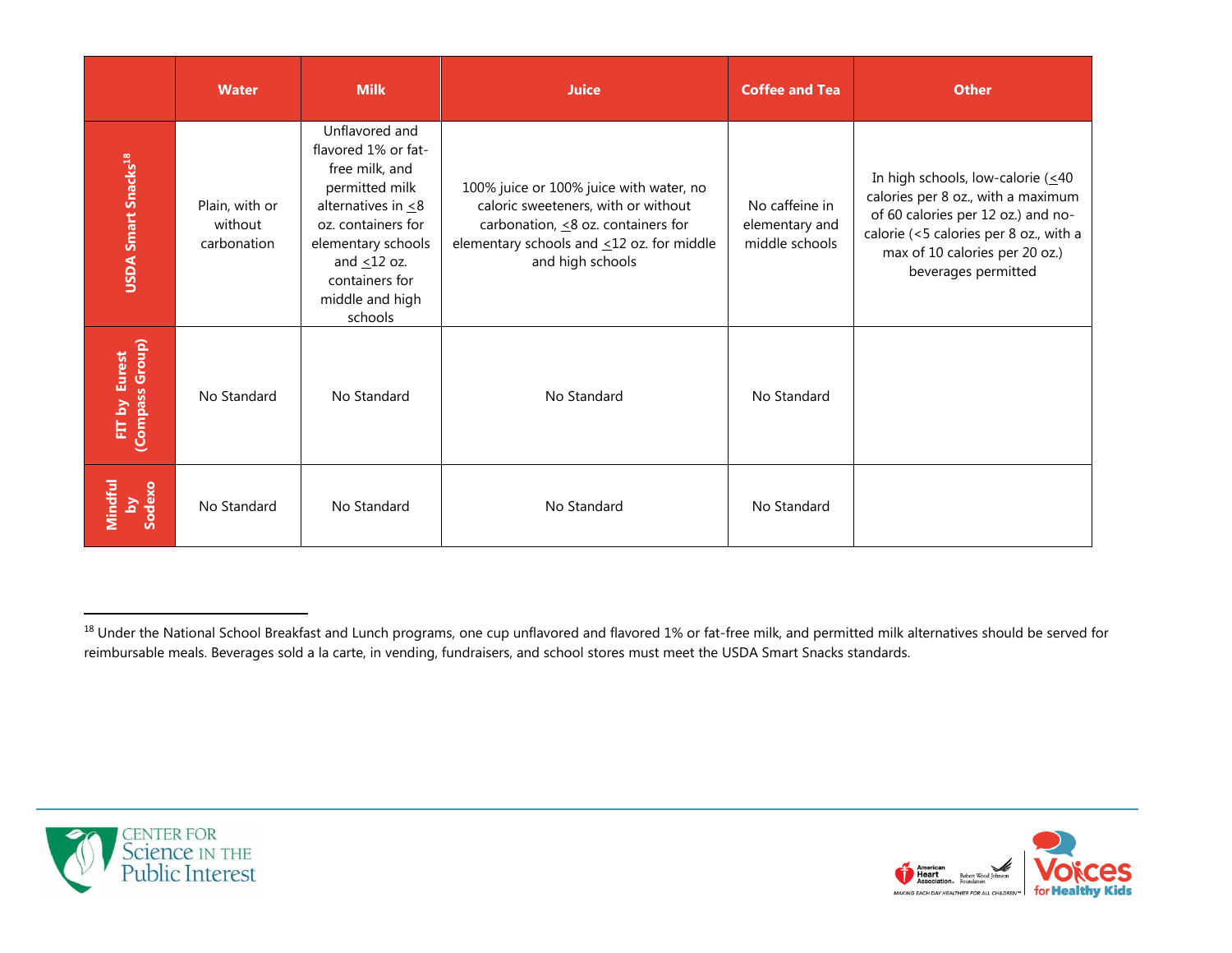| | Water | Milk | Juice | Coffee and Tea | Other |
|---|---|---|---|---|---|
| USDA Smart Snacks[18] | Plain, with or without carbonation | Unflavored and flavored 1% or fat-free milk, and permitted milk alternatives in <8 oz. containers for elementary schools and <12 oz. containers for middle and high schools | 100% juice or 100% juice with water, no caloric sweeteners, with or without carbonation, <8 oz. containers for elementary schools and <12 oz. for middle and high schools | No caffeine in elementary and middle schools | In high schools, low-calorie (<40 calories per 8 oz., with a maximum of 60 calories per 12 oz.) and no-calorie (<5 calories per 8 oz., with a max of 10 calories per 20 oz.) beverages permitted |
| FIT by Eurest (Compass Group) | No Standard | No Standard | No Standard | No Standard | |
| Mindful by Sodexo | No Standard | No Standard | No Standard | No Standard | |

[18] Under the National School Breakfast and Lunch programs, one cup unflavored and flavored 1% or fat-free milk, and permitted milk alternatives should be served for reimbursable meals. Beverages sold a la carte, in vending, fundraisers, and school stores must meet the USDA Smart Snacks standards.